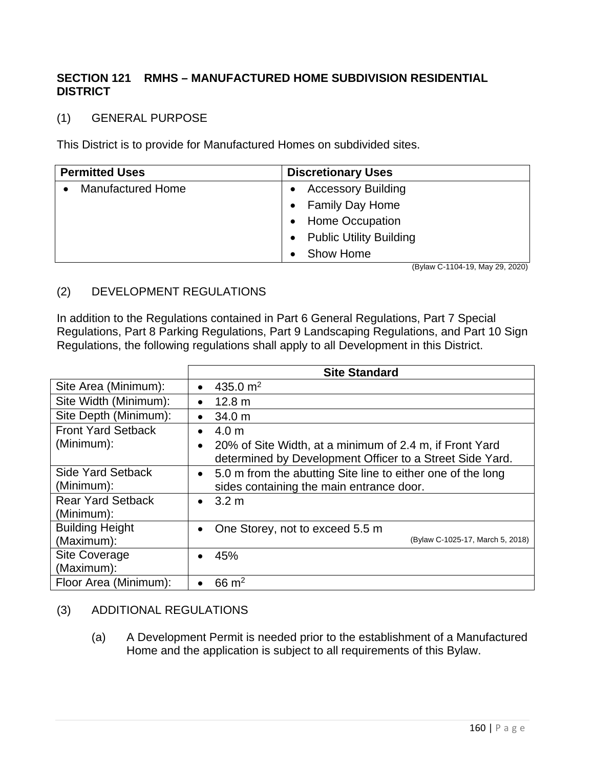## SECTION 121 RMHS – MANUFACTURED HOME SUBDIVISION RESIDENTIAL DISTRICT

(1) GENERAL PURPOSE

This District is to provide for Manufactured Homes on subdivided sites.

| Permitted Uses | Discretionary Uses |
|---|---|
| • Manufactured Home | • Accessory Building<br>• Family Day Home<br>• Home Occupation<br>• Public Utility Building<br>• Show Home |

(Bylaw C-1104-19, May 29, 2020)

(2) DEVELOPMENT REGULATIONS

In addition to the Regulations contained in Part 6 General Regulations, Part 7 Special Regulations, Part 8 Parking Regulations, Part 9 Landscaping Regulations, and Part 10 Sign Regulations, the following regulations shall apply to all Development in this District.

| | Site Standard |
|---|---|
| Site Area (Minimum): | • 435.0 m$^2$ |
| Site Width (Minimum): | • 12.8 m |
| Site Depth (Minimum): | • 34.0 m |
| Front Yard Setback (Minimum): | • 4.0 m<br>• 20% of Site Width, at a minimum of 2.4 m, if Front Yard determined by Development Officer to a Street Side Yard. |
| Side Yard Setback (Minimum): | • 5.0 m from the abutting Site line to either one of the long sides containing the main entrance door. |
| Rear Yard Setback (Minimum): | • 3.2 m |
| Building Height (Maximum): | • One Storey, not to exceed 5.5 m (Bylaw C-1025-17, March 5, 2018) |
| Site Coverage (Maximum): | • 45% |
| Floor Area (Minimum): | • 66 m$^2$ |

(3) ADDITIONAL REGULATIONS

(a) A Development Permit is needed prior to the establishment of a Manufactured Home and the application is subject to all requirements of this Bylaw.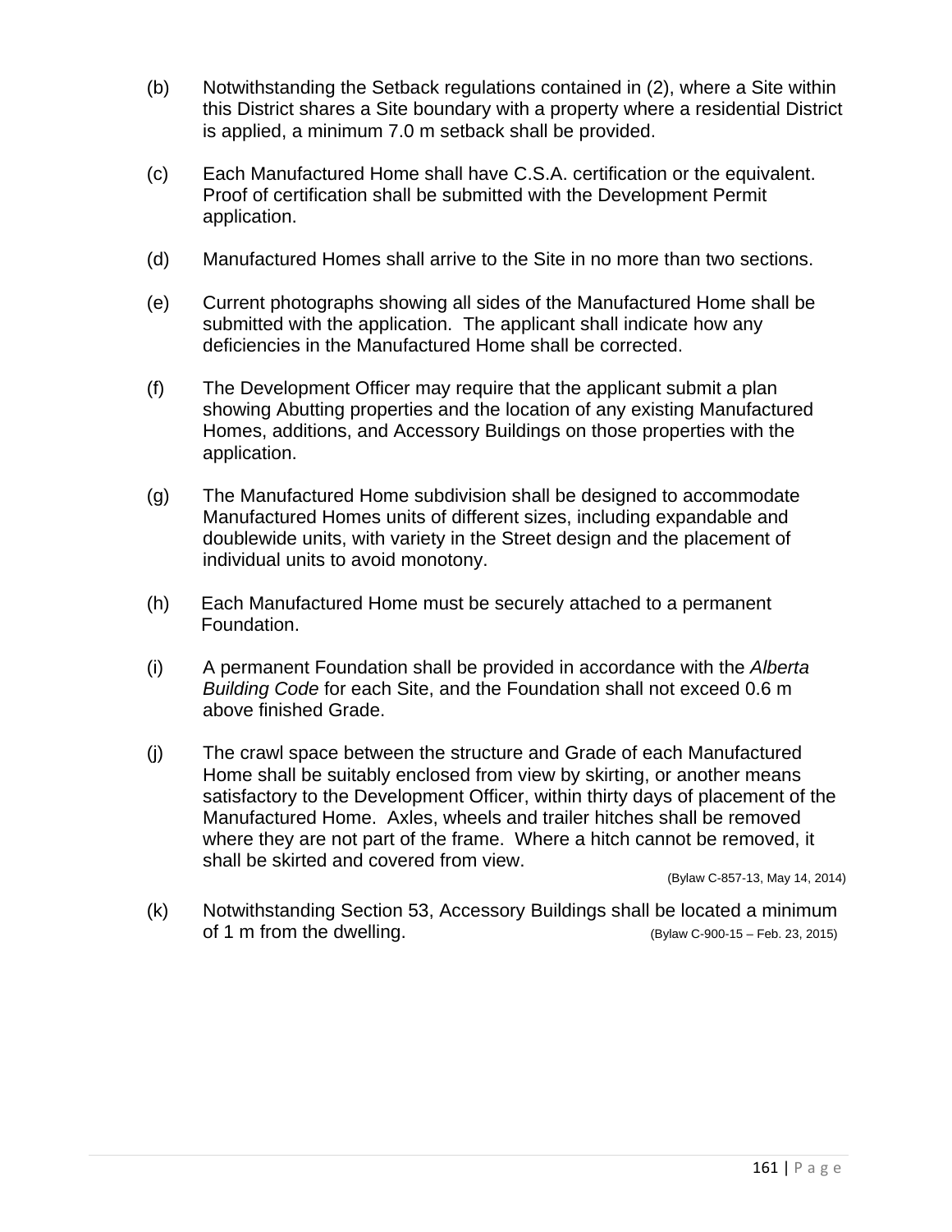(b) Notwithstanding the Setback regulations contained in (2), where a Site within this District shares a Site boundary with a property where a residential District is applied, a minimum 7.0 m setback shall be provided.

(c) Each Manufactured Home shall have C.S.A. certification or the equivalent. Proof of certification shall be submitted with the Development Permit application.

(d) Manufactured Homes shall arrive to the Site in no more than two sections.

(e) Current photographs showing all sides of the Manufactured Home shall be submitted with the application. The applicant shall indicate how any deficiencies in the Manufactured Home shall be corrected.

(f) The Development Officer may require that the applicant submit a plan showing Abutting properties and the location of any existing Manufactured Homes, additions, and Accessory Buildings on those properties with the application.

(g) The Manufactured Home subdivision shall be designed to accommodate Manufactured Homes units of different sizes, including expandable and doublewide units, with variety in the Street design and the placement of individual units to avoid monotony.

(h) Each Manufactured Home must be securely attached to a permanent Foundation.

(i) A permanent Foundation shall be provided in accordance with the *Alberta Building Code* for each Site, and the Foundation shall not exceed 0.6 m above finished Grade.

(j) The crawl space between the structure and Grade of each Manufactured Home shall be suitably enclosed from view by skirting, or another means satisfactory to the Development Officer, within thirty days of placement of the Manufactured Home. Axles, wheels and trailer hitches shall be removed where they are not part of the frame. Where a hitch cannot be removed, it shall be skirted and covered from view.

(Bylaw C-857-13, May 14, 2014)

(k) Notwithstanding Section 53, Accessory Buildings shall be located a minimum of 1 m from the dwelling. (Bylaw C-900-15 – Feb. 23, 2015)